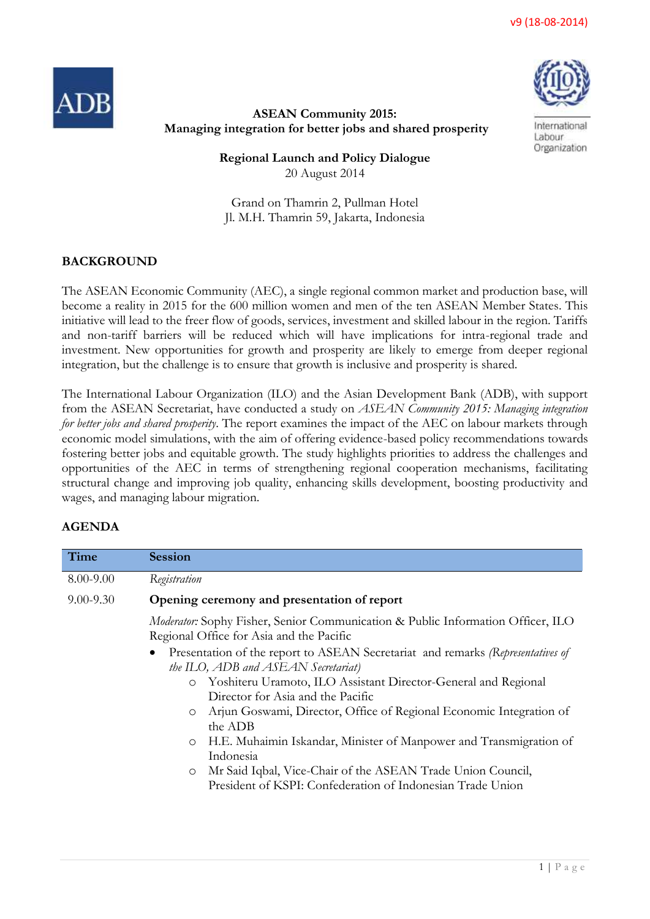v9 (18-08-2014)

**ASEAN Community 2015:**
**Managing integration for better jobs and shared prosperity**

**Regional Launch and Policy Dialogue**
20 August 2014

Grand on Thamrin 2, Pullman Hotel
Jl. M.H. Thamrin 59, Jakarta, Indonesia

## BACKGROUND

The ASEAN Economic Community (AEC), a single regional common market and production base, will become a reality in 2015 for the 600 million women and men of the ten ASEAN Member States. This initiative will lead to the freer flow of goods, services, investment and skilled labour in the region. Tariffs and non-tariff barriers will be reduced which will have implications for intra-regional trade and investment. New opportunities for growth and prosperity are likely to emerge from deeper regional integration, but the challenge is to ensure that growth is inclusive and prosperity is shared.

The International Labour Organization (ILO) and the Asian Development Bank (ADB), with support from the ASEAN Secretariat, have conducted a study on *ASEAN Community 2015: Managing integration for better jobs and shared prosperity*. The report examines the impact of the AEC on labour markets through economic model simulations, with the aim of offering evidence-based policy recommendations towards fostering better jobs and equitable growth. The study highlights priorities to address the challenges and opportunities of the AEC in terms of strengthening regional cooperation mechanisms, facilitating structural change and improving job quality, enhancing skills development, boosting productivity and wages, and managing labour migration.

## AGENDA

| Time | Session |
|---|---|
| 8.00-9.00 | *Registration* |
| 9.00-9.30 | **Opening ceremony and presentation of report** |
| | *Moderator:* Sophy Fisher, Senior Communication & Public Information Officer, ILO Regional Office for Asia and the Pacific<br>• Presentation of the report to ASEAN Secretariat and remarks *(Representatives of the ILO, ADB and ASEAN Secretariat)*<br>○ Yoshiteru Uramoto, ILO Assistant Director-General and Regional Director for Asia and the Pacific<br>○ Arjun Goswami, Director, Office of Regional Economic Integration of the ADB<br>○ H.E. Muhaimin Iskandar, Minister of Manpower and Transmigration of Indonesia<br>○ Mr Said Iqbal, Vice-Chair of the ASEAN Trade Union Council, President of KSPI: Confederation of Indonesian Trade Union |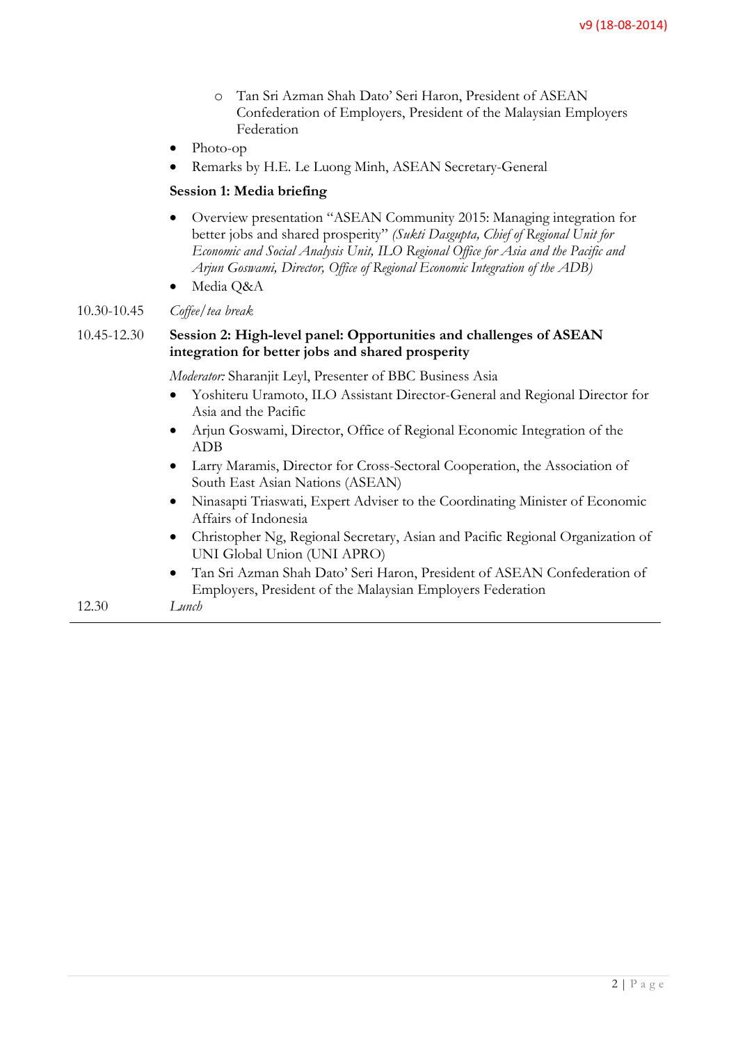- Tan Sri Azman Shah Dato' Seri Haron, President of ASEAN Confederation of Employers, President of the Malaysian Employers Federation

- Photo-op
- Remarks by H.E. Le Luong Minh, ASEAN Secretary-General

**Session 1: Media briefing**

- Overview presentation "ASEAN Community 2015: Managing integration for better jobs and shared prosperity" *(Sukti Dasgupta, Chief of Regional Unit for Economic and Social Analysis Unit, ILO Regional Office for Asia and the Pacific and Arjun Goswami, Director, Office of Regional Economic Integration of the ADB)*
- Media Q&A

10.30-10.45 *Coffee/tea break*

10.45-12.30 **Session 2: High-level panel: Opportunities and challenges of ASEAN integration for better jobs and shared prosperity**

*Moderator:* Sharanjit Leyl, Presenter of BBC Business Asia

- Yoshiteru Uramoto, ILO Assistant Director-General and Regional Director for Asia and the Pacific
- Arjun Goswami, Director, Office of Regional Economic Integration of the ADB
- Larry Maramis, Director for Cross-Sectoral Cooperation, the Association of South East Asian Nations (ASEAN)
- Ninasapti Triaswati, Expert Adviser to the Coordinating Minister of Economic Affairs of Indonesia
- Christopher Ng, Regional Secretary, Asian and Pacific Regional Organization of UNI Global Union (UNI APRO)
- Tan Sri Azman Shah Dato' Seri Haron, President of ASEAN Confederation of Employers, President of the Malaysian Employers Federation

12.30 *Lunch*